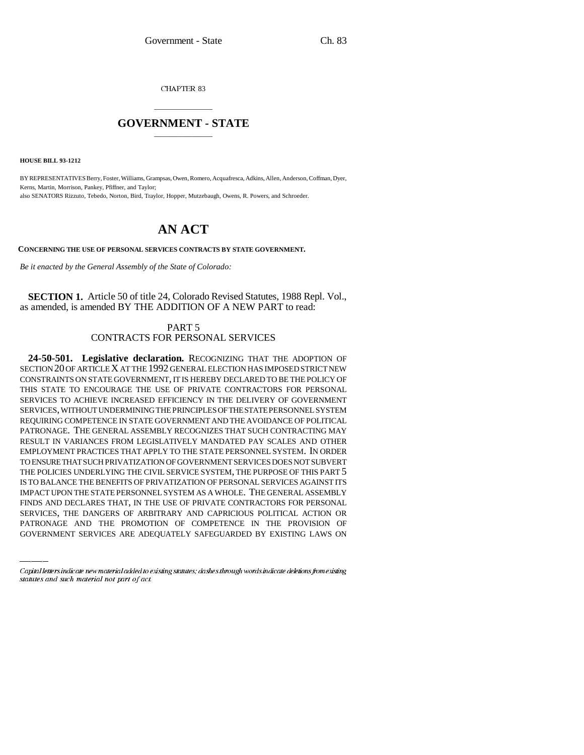CHAPTER 83

# GOVERNMENT - STATE

**HOUSE BILL 93-1212**

BY REPRESENTATIVES Berry, Foster, Williams, Grampsas, Owen, Romero, Acquafresca, Adkins, Allen, Anderson, Coffman, Dyer, Kerns, Martin, Morrison, Pankey, Pfiffner, and Taylor;
also SENATORS Rizzuto, Tebedo, Norton, Bird, Traylor, Hopper, Mutzebaugh, Owens, R. Powers, and Schroeder.

# AN ACT

**CONCERNING THE USE OF PERSONAL SERVICES CONTRACTS BY STATE GOVERNMENT.**

*Be it enacted by the General Assembly of the State of Colorado:*

**SECTION 1.** Article 50 of title 24, Colorado Revised Statutes, 1988 Repl. Vol., as amended, is amended BY THE ADDITION OF A NEW PART to read:

PART 5
CONTRACTS FOR PERSONAL SERVICES

**24-50-501. Legislative declaration.** RECOGNIZING THAT THE ADOPTION OF SECTION 20 OF ARTICLE X AT THE 1992 GENERAL ELECTION HAS IMPOSED STRICT NEW CONSTRAINTS ON STATE GOVERNMENT, IT IS HEREBY DECLARED TO BE THE POLICY OF THIS STATE TO ENCOURAGE THE USE OF PRIVATE CONTRACTORS FOR PERSONAL SERVICES TO ACHIEVE INCREASED EFFICIENCY IN THE DELIVERY OF GOVERNMENT SERVICES, WITHOUT UNDERMINING THE PRINCIPLES OF THE STATE PERSONNEL SYSTEM REQUIRING COMPETENCE IN STATE GOVERNMENT AND THE AVOIDANCE OF POLITICAL PATRONAGE. THE GENERAL ASSEMBLY RECOGNIZES THAT SUCH CONTRACTING MAY RESULT IN VARIANCES FROM LEGISLATIVELY MANDATED PAY SCALES AND OTHER EMPLOYMENT PRACTICES THAT APPLY TO THE STATE PERSONNEL SYSTEM. IN ORDER TO ENSURE THAT SUCH PRIVATIZATION OF GOVERNMENT SERVICES DOES NOT SUBVERT THE POLICIES UNDERLYING THE CIVIL SERVICE SYSTEM, THE PURPOSE OF THIS PART 5 IS TO BALANCE THE BENEFITS OF PRIVATIZATION OF PERSONAL SERVICES AGAINST ITS IMPACT UPON THE STATE PERSONNEL SYSTEM AS A WHOLE. THE GENERAL ASSEMBLY FINDS AND DECLARES THAT, IN THE USE OF PRIVATE CONTRACTORS FOR PERSONAL SERVICES, THE DANGERS OF ARBITRARY AND CAPRICIOUS POLITICAL ACTION OR PATRONAGE AND THE PROMOTION OF COMPETENCE IN THE PROVISION OF GOVERNMENT SERVICES ARE ADEQUATELY SAFEGUARDED BY EXISTING LAWS ON

*Capital letters indicate new material added to existing statutes; dashes through words indicate deletions from existing statutes and such material not part of act.*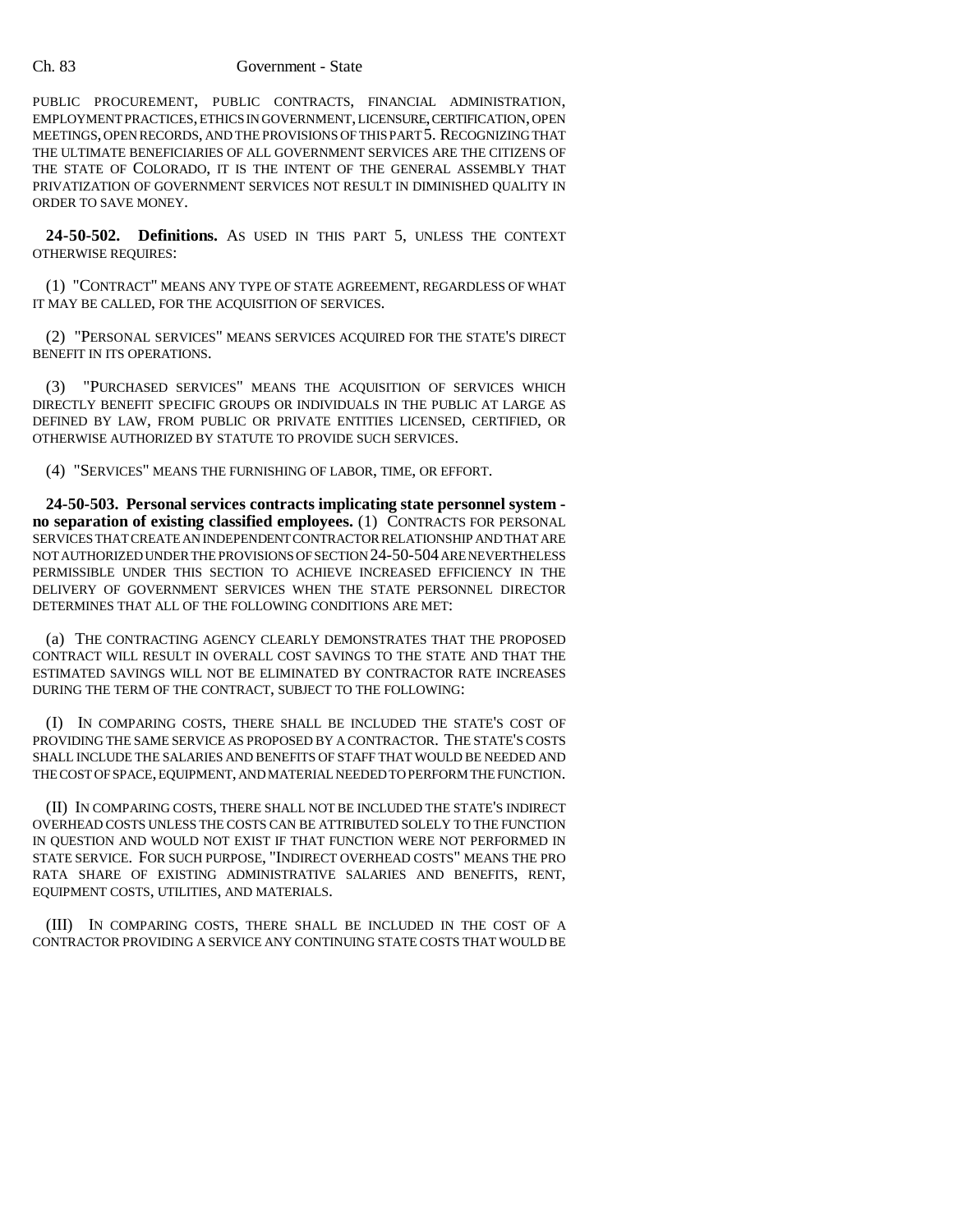PUBLIC PROCUREMENT, PUBLIC CONTRACTS, FINANCIAL ADMINISTRATION, EMPLOYMENT PRACTICES, ETHICS IN GOVERNMENT, LICENSURE, CERTIFICATION, OPEN MEETINGS, OPEN RECORDS, AND THE PROVISIONS OF THIS PART 5. RECOGNIZING THAT THE ULTIMATE BENEFICIARIES OF ALL GOVERNMENT SERVICES ARE THE CITIZENS OF THE STATE OF COLORADO, IT IS THE INTENT OF THE GENERAL ASSEMBLY THAT PRIVATIZATION OF GOVERNMENT SERVICES NOT RESULT IN DIMINISHED QUALITY IN ORDER TO SAVE MONEY.

**24-50-502. Definitions.** AS USED IN THIS PART 5, UNLESS THE CONTEXT OTHERWISE REQUIRES:

(1) "CONTRACT" MEANS ANY TYPE OF STATE AGREEMENT, REGARDLESS OF WHAT IT MAY BE CALLED, FOR THE ACQUISITION OF SERVICES.

(2) "PERSONAL SERVICES" MEANS SERVICES ACQUIRED FOR THE STATE'S DIRECT BENEFIT IN ITS OPERATIONS.

(3) "PURCHASED SERVICES" MEANS THE ACQUISITION OF SERVICES WHICH DIRECTLY BENEFIT SPECIFIC GROUPS OR INDIVIDUALS IN THE PUBLIC AT LARGE AS DEFINED BY LAW, FROM PUBLIC OR PRIVATE ENTITIES LICENSED, CERTIFIED, OR OTHERWISE AUTHORIZED BY STATUTE TO PROVIDE SUCH SERVICES.

(4) "SERVICES" MEANS THE FURNISHING OF LABOR, TIME, OR EFFORT.

**24-50-503. Personal services contracts implicating state personnel system - no separation of existing classified employees.** (1) CONTRACTS FOR PERSONAL SERVICES THAT CREATE AN INDEPENDENT CONTRACTOR RELATIONSHIP AND THAT ARE NOT AUTHORIZED UNDER THE PROVISIONS OF SECTION 24-50-504 ARE NEVERTHELESS PERMISSIBLE UNDER THIS SECTION TO ACHIEVE INCREASED EFFICIENCY IN THE DELIVERY OF GOVERNMENT SERVICES WHEN THE STATE PERSONNEL DIRECTOR DETERMINES THAT ALL OF THE FOLLOWING CONDITIONS ARE MET:

(a) THE CONTRACTING AGENCY CLEARLY DEMONSTRATES THAT THE PROPOSED CONTRACT WILL RESULT IN OVERALL COST SAVINGS TO THE STATE AND THAT THE ESTIMATED SAVINGS WILL NOT BE ELIMINATED BY CONTRACTOR RATE INCREASES DURING THE TERM OF THE CONTRACT, SUBJECT TO THE FOLLOWING:

(I) IN COMPARING COSTS, THERE SHALL BE INCLUDED THE STATE'S COST OF PROVIDING THE SAME SERVICE AS PROPOSED BY A CONTRACTOR. THE STATE'S COSTS SHALL INCLUDE THE SALARIES AND BENEFITS OF STAFF THAT WOULD BE NEEDED AND THE COST OF SPACE, EQUIPMENT, AND MATERIAL NEEDED TO PERFORM THE FUNCTION.

(II) IN COMPARING COSTS, THERE SHALL NOT BE INCLUDED THE STATE'S INDIRECT OVERHEAD COSTS UNLESS THE COSTS CAN BE ATTRIBUTED SOLELY TO THE FUNCTION IN QUESTION AND WOULD NOT EXIST IF THAT FUNCTION WERE NOT PERFORMED IN STATE SERVICE. FOR SUCH PURPOSE, "INDIRECT OVERHEAD COSTS" MEANS THE PRO RATA SHARE OF EXISTING ADMINISTRATIVE SALARIES AND BENEFITS, RENT, EQUIPMENT COSTS, UTILITIES, AND MATERIALS.

(III) IN COMPARING COSTS, THERE SHALL BE INCLUDED IN THE COST OF A CONTRACTOR PROVIDING A SERVICE ANY CONTINUING STATE COSTS THAT WOULD BE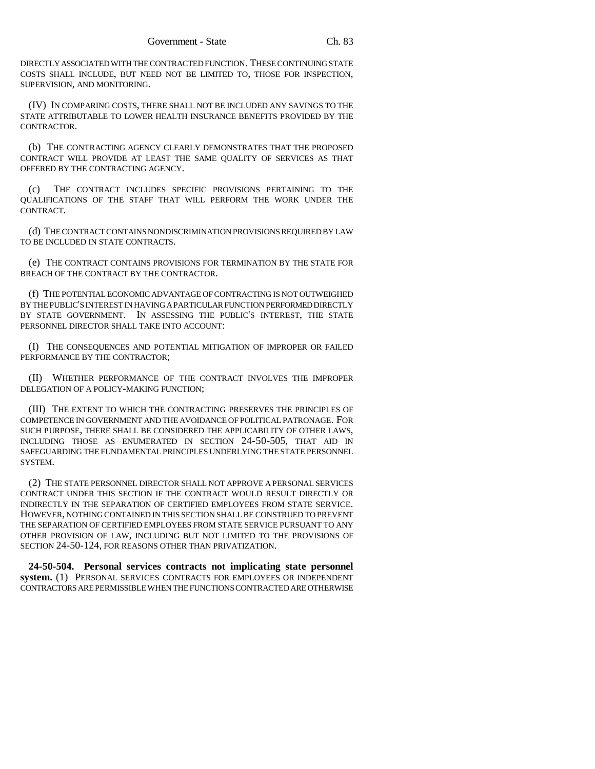DIRECTLY ASSOCIATED WITH THE CONTRACTED FUNCTION. THESE CONTINUING STATE COSTS SHALL INCLUDE, BUT NEED NOT BE LIMITED TO, THOSE FOR INSPECTION, SUPERVISION, AND MONITORING.

(IV) IN COMPARING COSTS, THERE SHALL NOT BE INCLUDED ANY SAVINGS TO THE STATE ATTRIBUTABLE TO LOWER HEALTH INSURANCE BENEFITS PROVIDED BY THE CONTRACTOR.

(b) THE CONTRACTING AGENCY CLEARLY DEMONSTRATES THAT THE PROPOSED CONTRACT WILL PROVIDE AT LEAST THE SAME QUALITY OF SERVICES AS THAT OFFERED BY THE CONTRACTING AGENCY.

(c) THE CONTRACT INCLUDES SPECIFIC PROVISIONS PERTAINING TO THE QUALIFICATIONS OF THE STAFF THAT WILL PERFORM THE WORK UNDER THE CONTRACT.

(d) THE CONTRACT CONTAINS NONDISCRIMINATION PROVISIONS REQUIRED BY LAW TO BE INCLUDED IN STATE CONTRACTS.

(e) THE CONTRACT CONTAINS PROVISIONS FOR TERMINATION BY THE STATE FOR BREACH OF THE CONTRACT BY THE CONTRACTOR.

(f) THE POTENTIAL ECONOMIC ADVANTAGE OF CONTRACTING IS NOT OUTWEIGHED BY THE PUBLIC'S INTEREST IN HAVING A PARTICULAR FUNCTION PERFORMED DIRECTLY BY STATE GOVERNMENT. IN ASSESSING THE PUBLIC'S INTEREST, THE STATE PERSONNEL DIRECTOR SHALL TAKE INTO ACCOUNT:

(I) THE CONSEQUENCES AND POTENTIAL MITIGATION OF IMPROPER OR FAILED PERFORMANCE BY THE CONTRACTOR;

(II) WHETHER PERFORMANCE OF THE CONTRACT INVOLVES THE IMPROPER DELEGATION OF A POLICY-MAKING FUNCTION;

(III) THE EXTENT TO WHICH THE CONTRACTING PRESERVES THE PRINCIPLES OF COMPETENCE IN GOVERNMENT AND THE AVOIDANCE OF POLITICAL PATRONAGE. FOR SUCH PURPOSE, THERE SHALL BE CONSIDERED THE APPLICABILITY OF OTHER LAWS, INCLUDING THOSE AS ENUMERATED IN SECTION 24-50-505, THAT AID IN SAFEGUARDING THE FUNDAMENTAL PRINCIPLES UNDERLYING THE STATE PERSONNEL SYSTEM.

(2) THE STATE PERSONNEL DIRECTOR SHALL NOT APPROVE A PERSONAL SERVICES CONTRACT UNDER THIS SECTION IF THE CONTRACT WOULD RESULT DIRECTLY OR INDIRECTLY IN THE SEPARATION OF CERTIFIED EMPLOYEES FROM STATE SERVICE. HOWEVER, NOTHING CONTAINED IN THIS SECTION SHALL BE CONSTRUED TO PREVENT THE SEPARATION OF CERTIFIED EMPLOYEES FROM STATE SERVICE PURSUANT TO ANY OTHER PROVISION OF LAW, INCLUDING BUT NOT LIMITED TO THE PROVISIONS OF SECTION 24-50-124, FOR REASONS OTHER THAN PRIVATIZATION.

**24-50-504. Personal services contracts not implicating state personnel system.** (1) PERSONAL SERVICES CONTRACTS FOR EMPLOYEES OR INDEPENDENT CONTRACTORS ARE PERMISSIBLE WHEN THE FUNCTIONS CONTRACTED ARE OTHERWISE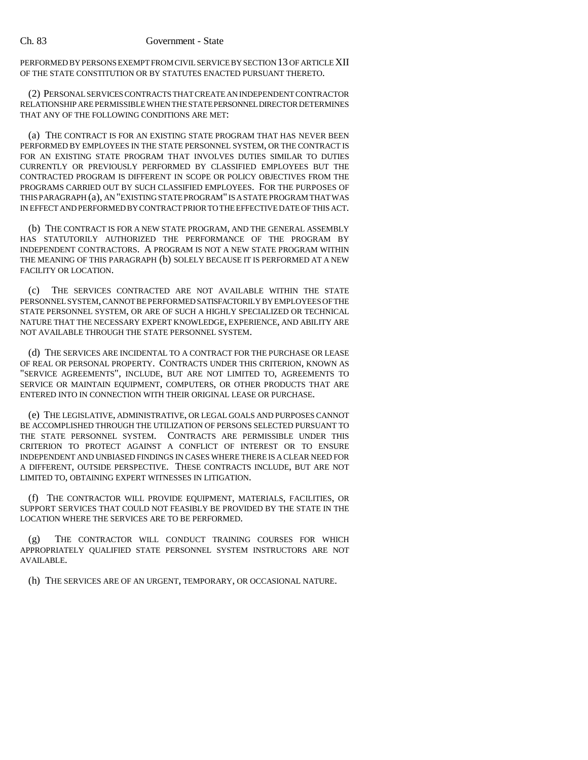PERFORMED BY PERSONS EXEMPT FROM CIVIL SERVICE BY SECTION 13 OF ARTICLE XII OF THE STATE CONSTITUTION OR BY STATUTES ENACTED PURSUANT THERETO.

(2) PERSONAL SERVICES CONTRACTS THAT CREATE AN INDEPENDENT CONTRACTOR RELATIONSHIP ARE PERMISSIBLE WHEN THE STATE PERSONNEL DIRECTOR DETERMINES THAT ANY OF THE FOLLOWING CONDITIONS ARE MET:

(a) THE CONTRACT IS FOR AN EXISTING STATE PROGRAM THAT HAS NEVER BEEN PERFORMED BY EMPLOYEES IN THE STATE PERSONNEL SYSTEM, OR THE CONTRACT IS FOR AN EXISTING STATE PROGRAM THAT INVOLVES DUTIES SIMILAR TO DUTIES CURRENTLY OR PREVIOUSLY PERFORMED BY CLASSIFIED EMPLOYEES BUT THE CONTRACTED PROGRAM IS DIFFERENT IN SCOPE OR POLICY OBJECTIVES FROM THE PROGRAMS CARRIED OUT BY SUCH CLASSIFIED EMPLOYEES. FOR THE PURPOSES OF THIS PARAGRAPH (a), AN "EXISTING STATE PROGRAM" IS A STATE PROGRAM THAT WAS IN EFFECT AND PERFORMED BY CONTRACT PRIOR TO THE EFFECTIVE DATE OF THIS ACT.

(b) THE CONTRACT IS FOR A NEW STATE PROGRAM, AND THE GENERAL ASSEMBLY HAS STATUTORILY AUTHORIZED THE PERFORMANCE OF THE PROGRAM BY INDEPENDENT CONTRACTORS. A PROGRAM IS NOT A NEW STATE PROGRAM WITHIN THE MEANING OF THIS PARAGRAPH (b) SOLELY BECAUSE IT IS PERFORMED AT A NEW FACILITY OR LOCATION.

(c) THE SERVICES CONTRACTED ARE NOT AVAILABLE WITHIN THE STATE PERSONNEL SYSTEM, CANNOT BE PERFORMED SATISFACTORILY BY EMPLOYEES OF THE STATE PERSONNEL SYSTEM, OR ARE OF SUCH A HIGHLY SPECIALIZED OR TECHNICAL NATURE THAT THE NECESSARY EXPERT KNOWLEDGE, EXPERIENCE, AND ABILITY ARE NOT AVAILABLE THROUGH THE STATE PERSONNEL SYSTEM.

(d) THE SERVICES ARE INCIDENTAL TO A CONTRACT FOR THE PURCHASE OR LEASE OF REAL OR PERSONAL PROPERTY. CONTRACTS UNDER THIS CRITERION, KNOWN AS "SERVICE AGREEMENTS", INCLUDE, BUT ARE NOT LIMITED TO, AGREEMENTS TO SERVICE OR MAINTAIN EQUIPMENT, COMPUTERS, OR OTHER PRODUCTS THAT ARE ENTERED INTO IN CONNECTION WITH THEIR ORIGINAL LEASE OR PURCHASE.

(e) THE LEGISLATIVE, ADMINISTRATIVE, OR LEGAL GOALS AND PURPOSES CANNOT BE ACCOMPLISHED THROUGH THE UTILIZATION OF PERSONS SELECTED PURSUANT TO THE STATE PERSONNEL SYSTEM. CONTRACTS ARE PERMISSIBLE UNDER THIS CRITERION TO PROTECT AGAINST A CONFLICT OF INTEREST OR TO ENSURE INDEPENDENT AND UNBIASED FINDINGS IN CASES WHERE THERE IS A CLEAR NEED FOR A DIFFERENT, OUTSIDE PERSPECTIVE. THESE CONTRACTS INCLUDE, BUT ARE NOT LIMITED TO, OBTAINING EXPERT WITNESSES IN LITIGATION.

(f) THE CONTRACTOR WILL PROVIDE EQUIPMENT, MATERIALS, FACILITIES, OR SUPPORT SERVICES THAT COULD NOT FEASIBLY BE PROVIDED BY THE STATE IN THE LOCATION WHERE THE SERVICES ARE TO BE PERFORMED.

(g) THE CONTRACTOR WILL CONDUCT TRAINING COURSES FOR WHICH APPROPRIATELY QUALIFIED STATE PERSONNEL SYSTEM INSTRUCTORS ARE NOT AVAILABLE.

(h) THE SERVICES ARE OF AN URGENT, TEMPORARY, OR OCCASIONAL NATURE.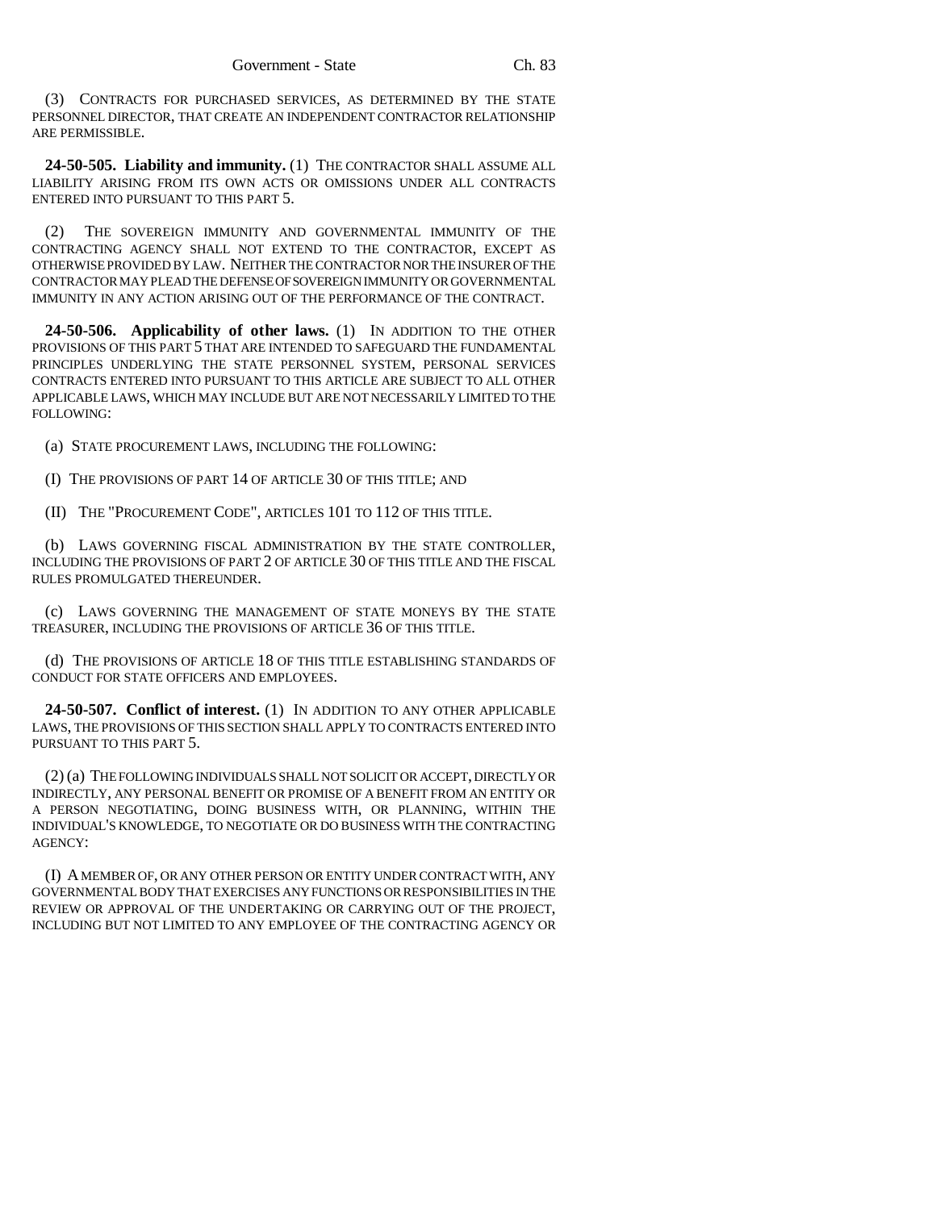(3) CONTRACTS FOR PURCHASED SERVICES, AS DETERMINED BY THE STATE PERSONNEL DIRECTOR, THAT CREATE AN INDEPENDENT CONTRACTOR RELATIONSHIP ARE PERMISSIBLE.

**24-50-505. Liability and immunity.** (1) THE CONTRACTOR SHALL ASSUME ALL LIABILITY ARISING FROM ITS OWN ACTS OR OMISSIONS UNDER ALL CONTRACTS ENTERED INTO PURSUANT TO THIS PART 5.

(2) THE SOVEREIGN IMMUNITY AND GOVERNMENTAL IMMUNITY OF THE CONTRACTING AGENCY SHALL NOT EXTEND TO THE CONTRACTOR, EXCEPT AS OTHERWISE PROVIDED BY LAW. NEITHER THE CONTRACTOR NOR THE INSURER OF THE CONTRACTOR MAY PLEAD THE DEFENSE OF SOVEREIGN IMMUNITY OR GOVERNMENTAL IMMUNITY IN ANY ACTION ARISING OUT OF THE PERFORMANCE OF THE CONTRACT.

**24-50-506. Applicability of other laws.** (1) IN ADDITION TO THE OTHER PROVISIONS OF THIS PART 5 THAT ARE INTENDED TO SAFEGUARD THE FUNDAMENTAL PRINCIPLES UNDERLYING THE STATE PERSONNEL SYSTEM, PERSONAL SERVICES CONTRACTS ENTERED INTO PURSUANT TO THIS ARTICLE ARE SUBJECT TO ALL OTHER APPLICABLE LAWS, WHICH MAY INCLUDE BUT ARE NOT NECESSARILY LIMITED TO THE FOLLOWING:

(a) STATE PROCUREMENT LAWS, INCLUDING THE FOLLOWING:

(I) THE PROVISIONS OF PART 14 OF ARTICLE 30 OF THIS TITLE; AND

(II) THE "PROCUREMENT CODE", ARTICLES 101 TO 112 OF THIS TITLE.

(b) LAWS GOVERNING FISCAL ADMINISTRATION BY THE STATE CONTROLLER, INCLUDING THE PROVISIONS OF PART 2 OF ARTICLE 30 OF THIS TITLE AND THE FISCAL RULES PROMULGATED THEREUNDER.

(c) LAWS GOVERNING THE MANAGEMENT OF STATE MONEYS BY THE STATE TREASURER, INCLUDING THE PROVISIONS OF ARTICLE 36 OF THIS TITLE.

(d) THE PROVISIONS OF ARTICLE 18 OF THIS TITLE ESTABLISHING STANDARDS OF CONDUCT FOR STATE OFFICERS AND EMPLOYEES.

**24-50-507. Conflict of interest.** (1) IN ADDITION TO ANY OTHER APPLICABLE LAWS, THE PROVISIONS OF THIS SECTION SHALL APPLY TO CONTRACTS ENTERED INTO PURSUANT TO THIS PART 5.

(2) (a) THE FOLLOWING INDIVIDUALS SHALL NOT SOLICIT OR ACCEPT, DIRECTLY OR INDIRECTLY, ANY PERSONAL BENEFIT OR PROMISE OF A BENEFIT FROM AN ENTITY OR A PERSON NEGOTIATING, DOING BUSINESS WITH, OR PLANNING, WITHIN THE INDIVIDUAL'S KNOWLEDGE, TO NEGOTIATE OR DO BUSINESS WITH THE CONTRACTING AGENCY:

(I) A MEMBER OF, OR ANY OTHER PERSON OR ENTITY UNDER CONTRACT WITH, ANY GOVERNMENTAL BODY THAT EXERCISES ANY FUNCTIONS OR RESPONSIBILITIES IN THE REVIEW OR APPROVAL OF THE UNDERTAKING OR CARRYING OUT OF THE PROJECT, INCLUDING BUT NOT LIMITED TO ANY EMPLOYEE OF THE CONTRACTING AGENCY OR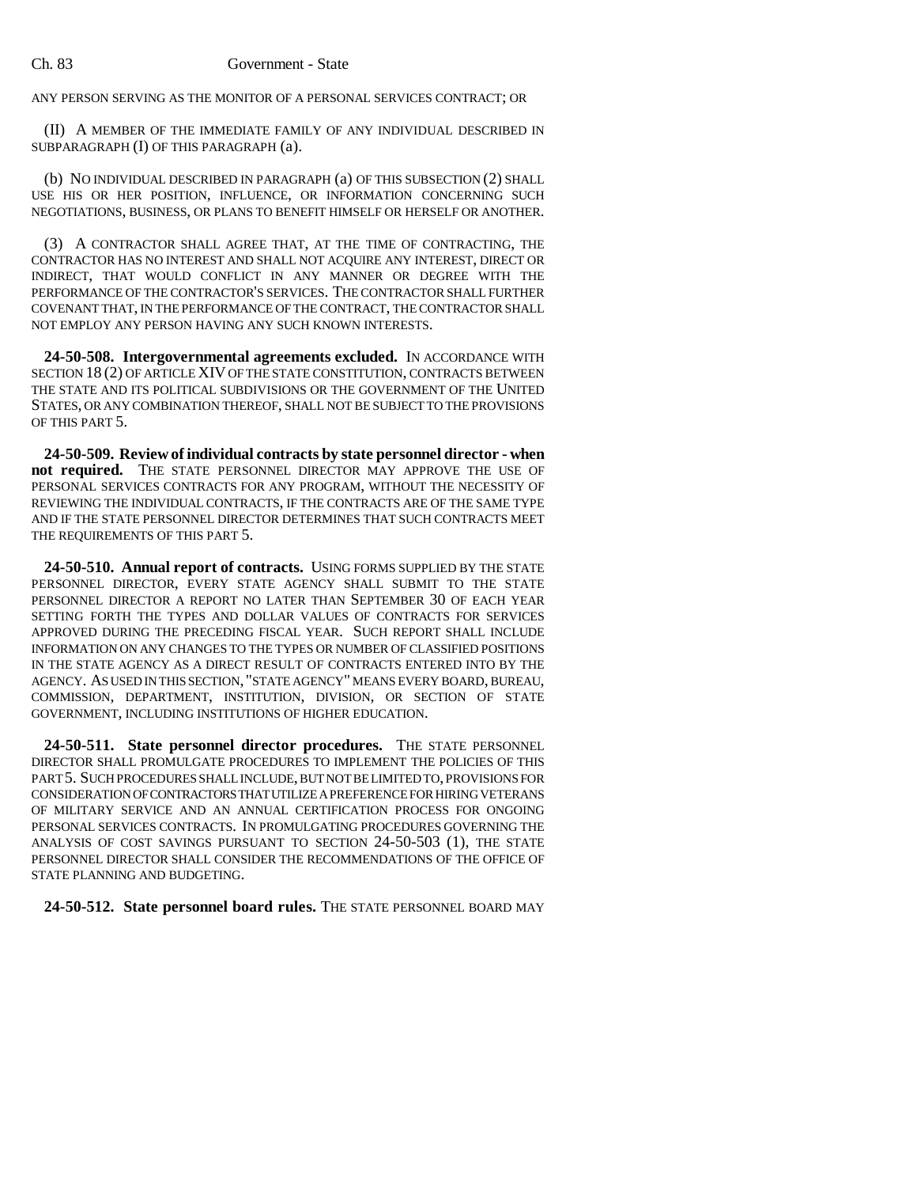ANY PERSON SERVING AS THE MONITOR OF A PERSONAL SERVICES CONTRACT; OR

(II) A MEMBER OF THE IMMEDIATE FAMILY OF ANY INDIVIDUAL DESCRIBED IN SUBPARAGRAPH (I) OF THIS PARAGRAPH (a).

(b) NO INDIVIDUAL DESCRIBED IN PARAGRAPH (a) OF THIS SUBSECTION (2) SHALL USE HIS OR HER POSITION, INFLUENCE, OR INFORMATION CONCERNING SUCH NEGOTIATIONS, BUSINESS, OR PLANS TO BENEFIT HIMSELF OR HERSELF OR ANOTHER.

(3) A CONTRACTOR SHALL AGREE THAT, AT THE TIME OF CONTRACTING, THE CONTRACTOR HAS NO INTEREST AND SHALL NOT ACQUIRE ANY INTEREST, DIRECT OR INDIRECT, THAT WOULD CONFLICT IN ANY MANNER OR DEGREE WITH THE PERFORMANCE OF THE CONTRACTOR'S SERVICES. THE CONTRACTOR SHALL FURTHER COVENANT THAT, IN THE PERFORMANCE OF THE CONTRACT, THE CONTRACTOR SHALL NOT EMPLOY ANY PERSON HAVING ANY SUCH KNOWN INTERESTS.

**24-50-508. Intergovernmental agreements excluded.** IN ACCORDANCE WITH SECTION 18 (2) OF ARTICLE XIV OF THE STATE CONSTITUTION, CONTRACTS BETWEEN THE STATE AND ITS POLITICAL SUBDIVISIONS OR THE GOVERNMENT OF THE UNITED STATES, OR ANY COMBINATION THEREOF, SHALL NOT BE SUBJECT TO THE PROVISIONS OF THIS PART 5.

**24-50-509. Review of individual contracts by state personnel director - when not required.** THE STATE PERSONNEL DIRECTOR MAY APPROVE THE USE OF PERSONAL SERVICES CONTRACTS FOR ANY PROGRAM, WITHOUT THE NECESSITY OF REVIEWING THE INDIVIDUAL CONTRACTS, IF THE CONTRACTS ARE OF THE SAME TYPE AND IF THE STATE PERSONNEL DIRECTOR DETERMINES THAT SUCH CONTRACTS MEET THE REQUIREMENTS OF THIS PART 5.

**24-50-510. Annual report of contracts.** USING FORMS SUPPLIED BY THE STATE PERSONNEL DIRECTOR, EVERY STATE AGENCY SHALL SUBMIT TO THE STATE PERSONNEL DIRECTOR A REPORT NO LATER THAN SEPTEMBER 30 OF EACH YEAR SETTING FORTH THE TYPES AND DOLLAR VALUES OF CONTRACTS FOR SERVICES APPROVED DURING THE PRECEDING FISCAL YEAR. SUCH REPORT SHALL INCLUDE INFORMATION ON ANY CHANGES TO THE TYPES OR NUMBER OF CLASSIFIED POSITIONS IN THE STATE AGENCY AS A DIRECT RESULT OF CONTRACTS ENTERED INTO BY THE AGENCY. AS USED IN THIS SECTION, "STATE AGENCY" MEANS EVERY BOARD, BUREAU, COMMISSION, DEPARTMENT, INSTITUTION, DIVISION, OR SECTION OF STATE GOVERNMENT, INCLUDING INSTITUTIONS OF HIGHER EDUCATION.

**24-50-511. State personnel director procedures.** THE STATE PERSONNEL DIRECTOR SHALL PROMULGATE PROCEDURES TO IMPLEMENT THE POLICIES OF THIS PART 5. SUCH PROCEDURES SHALL INCLUDE, BUT NOT BE LIMITED TO, PROVISIONS FOR CONSIDERATION OF CONTRACTORS THAT UTILIZE A PREFERENCE FOR HIRING VETERANS OF MILITARY SERVICE AND AN ANNUAL CERTIFICATION PROCESS FOR ONGOING PERSONAL SERVICES CONTRACTS. IN PROMULGATING PROCEDURES GOVERNING THE ANALYSIS OF COST SAVINGS PURSUANT TO SECTION 24-50-503 (1), THE STATE PERSONNEL DIRECTOR SHALL CONSIDER THE RECOMMENDATIONS OF THE OFFICE OF STATE PLANNING AND BUDGETING.

**24-50-512. State personnel board rules.** THE STATE PERSONNEL BOARD MAY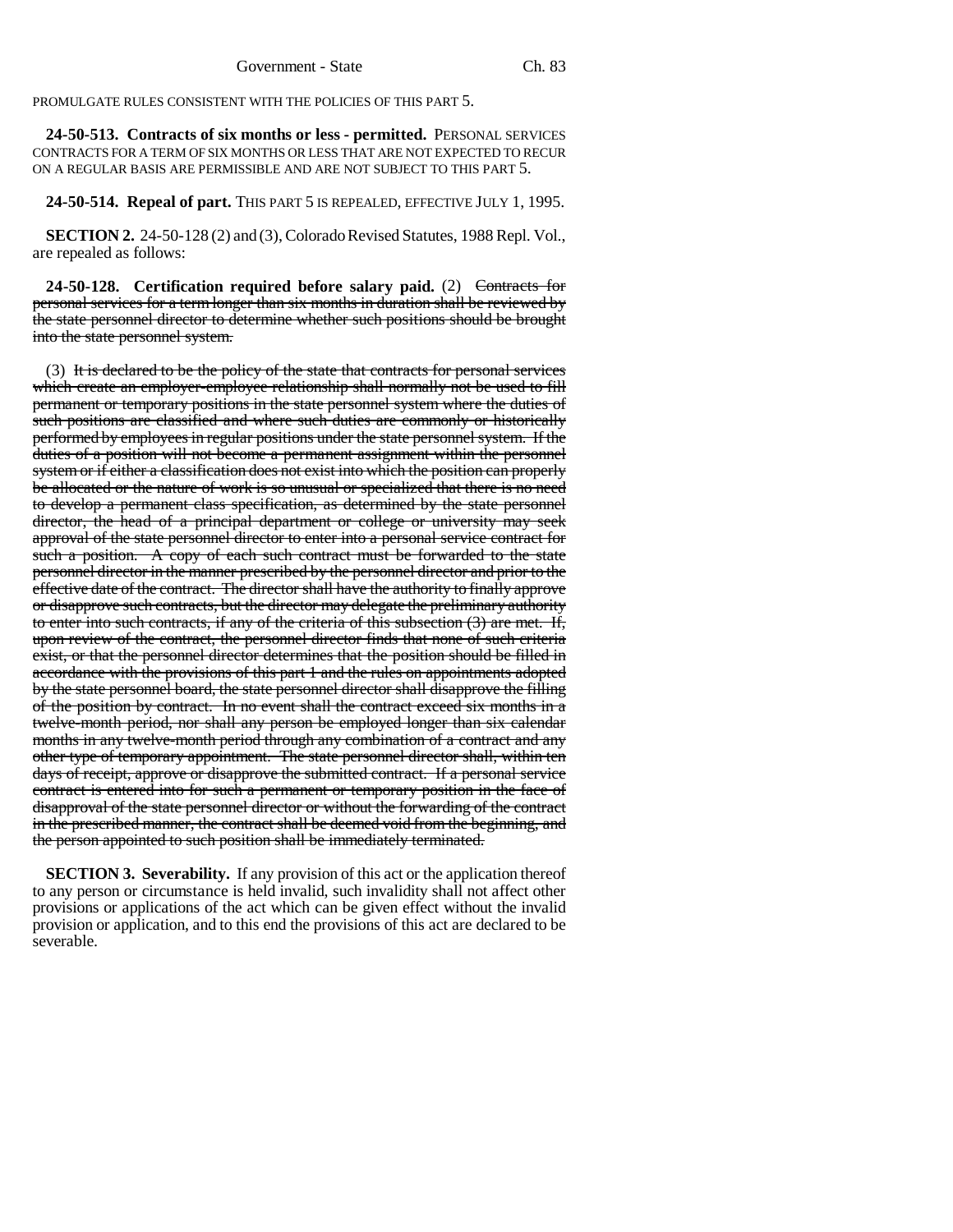PROMULGATE RULES CONSISTENT WITH THE POLICIES OF THIS PART 5.

**24-50-513. Contracts of six months or less - permitted.** PERSONAL SERVICES CONTRACTS FOR A TERM OF SIX MONTHS OR LESS THAT ARE NOT EXPECTED TO RECUR ON A REGULAR BASIS ARE PERMISSIBLE AND ARE NOT SUBJECT TO THIS PART 5.

**24-50-514. Repeal of part.** THIS PART 5 IS REPEALED, EFFECTIVE JULY 1, 1995.

**SECTION 2.** 24-50-128 (2) and (3), Colorado Revised Statutes, 1988 Repl. Vol., are repealed as follows:

**24-50-128. Certification required before salary paid.** (2) ~~Contracts for personal services for a term longer than six months in duration shall be reviewed by the state personnel director to determine whether such positions should be brought into the state personnel system.~~

(3) ~~It is declared to be the policy of the state that contracts for personal services which create an employer-employee relationship shall normally not be used to fill permanent or temporary positions in the state personnel system where the duties of such positions are classified and where such duties are commonly or historically performed by employees in regular positions under the state personnel system. If the duties of a position will not become a permanent assignment within the personnel system or if either a classification does not exist into which the position can properly be allocated or the nature of work is so unusual or specialized that there is no need to develop a permanent class specification, as determined by the state personnel director, the head of a principal department or college or university may seek approval of the state personnel director to enter into a personal service contract for such a position. A copy of each such contract must be forwarded to the state personnel director in the manner prescribed by the personnel director and prior to the effective date of the contract. The director shall have the authority to finally approve or disapprove such contracts, but the director may delegate the preliminary authority to enter into such contracts, if any of the criteria of this subsection (3) are met. If, upon review of the contract, the personnel director finds that none of such criteria exist, or that the personnel director determines that the position should be filled in accordance with the provisions of this part 1 and the rules on appointments adopted by the state personnel board, the state personnel director shall disapprove the filling of the position by contract. In no event shall the contract exceed six months in a twelve-month period, nor shall any person be employed longer than six calendar months in any twelve-month period through any combination of a contract and any other type of temporary appointment. The state personnel director shall, within ten days of receipt, approve or disapprove the submitted contract. If a personal service contract is entered into for such a permanent or temporary position in the face of disapproval of the state personnel director or without the forwarding of the contract in the prescribed manner, the contract shall be deemed void from the beginning, and the person appointed to such position shall be immediately terminated.~~

**SECTION 3. Severability.** If any provision of this act or the application thereof to any person or circumstance is held invalid, such invalidity shall not affect other provisions or applications of the act which can be given effect without the invalid provision or application, and to this end the provisions of this act are declared to be severable.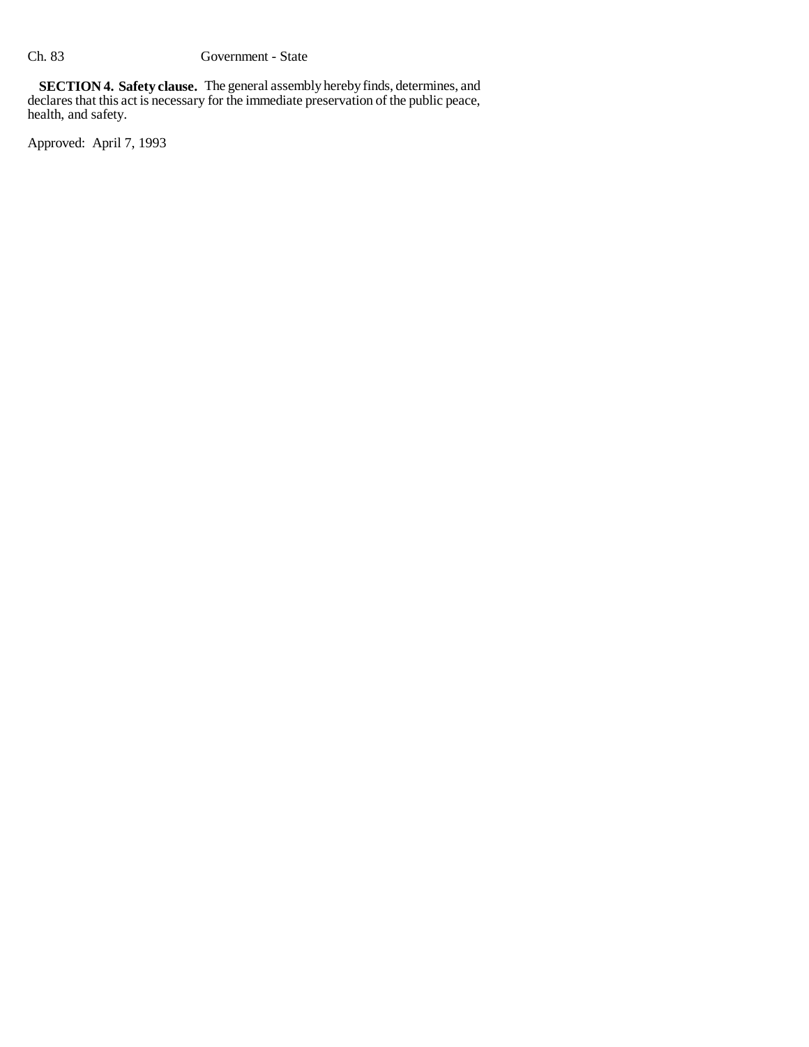**SECTION 4. Safety clause.** The general assembly hereby finds, determines, and declares that this act is necessary for the immediate preservation of the public peace, health, and safety.

Approved: April 7, 1993